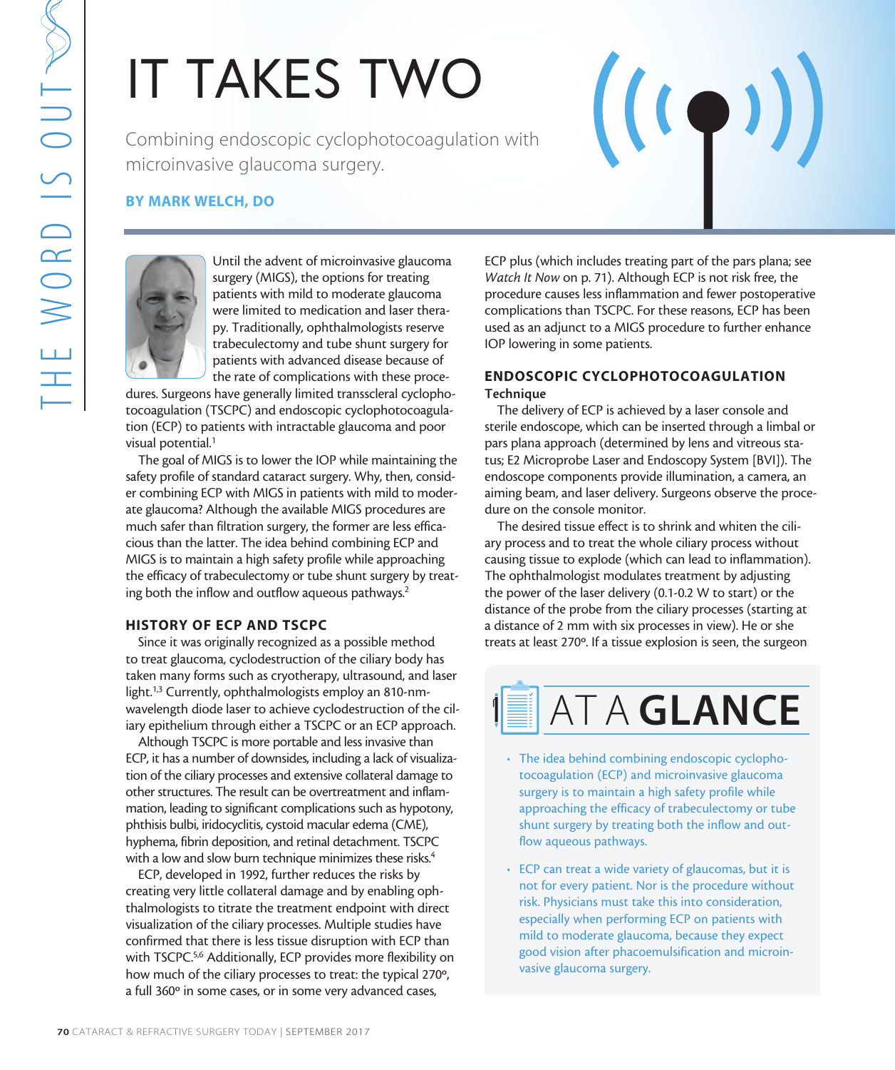# IT TAKES TWO

Combining endoscopic cyclophotocoagulation with microinvasive glaucoma surgery.

**BY MARK WELCH, DO**

Until the advent of microinvasive glaucoma surgery (MIGS), the options for treating patients with mild to moderate glaucoma were limited to medication and laser therapy. Traditionally, ophthalmologists reserve trabeculectomy and tube shunt surgery for patients with advanced disease because of the rate of complications with these procedures. Surgeons have generally limited transscleral cyclophotocoagulation (TSCPC) and endoscopic cyclophotocoagulation (ECP) to patients with intractable glaucoma and poor visual potential.[1]

The goal of MIGS is to lower the IOP while maintaining the safety profile of standard cataract surgery. Why, then, consider combining ECP with MIGS in patients with mild to moderate glaucoma? Although the available MIGS procedures are much safer than filtration surgery, the former are less efficacious than the latter. The idea behind combining ECP and MIGS is to maintain a high safety profile while approaching the efficacy of trabeculectomy or tube shunt surgery by treating both the inflow and outflow aqueous pathways.[2]

## HISTORY OF ECP AND TSCPC

Since it was originally recognized as a possible method to treat glaucoma, cyclodestruction of the ciliary body has taken many forms such as cryotherapy, ultrasound, and laser light.[1,3] Currently, ophthalmologists employ an 810-nm-wavelength diode laser to achieve cyclodestruction of the ciliary epithelium through either a TSCPC or an ECP approach.

Although TSCPC is more portable and less invasive than ECP, it has a number of downsides, including a lack of visualization of the ciliary processes and extensive collateral damage to other structures. The result can be overtreatment and inflammation, leading to significant complications such as hypotony, phthisis bulbi, iridocyclitis, cystoid macular edema (CME), hyphema, fibrin deposition, and retinal detachment. TSCPC with a low and slow burn technique minimizes these risks.[4]

ECP, developed in 1992, further reduces the risks by creating very little collateral damage and by enabling ophthalmologists to titrate the treatment endpoint with direct visualization of the ciliary processes. Multiple studies have confirmed that there is less tissue disruption with ECP than with TSCPC.[5,6] Additionally, ECP provides more flexibility on how much of the ciliary processes to treat: the typical 270°, a full 360° in some cases, or in some very advanced cases, ECP plus (which includes treating part of the pars plana; see *Watch It Now* on p. 71). Although ECP is not risk free, the procedure causes less inflammation and fewer postoperative complications than TSCPC. For these reasons, ECP has been used as an adjunct to a MIGS procedure to further enhance IOP lowering in some patients.

## ENDOSCOPIC CYCLOPHOTOCOAGULATION

### Technique

The delivery of ECP is achieved by a laser console and sterile endoscope, which can be inserted through a limbal or pars plana approach (determined by lens and vitreous status; E2 Microprobe Laser and Endoscopy System [BVI]). The endoscope components provide illumination, a camera, an aiming beam, and laser delivery. Surgeons observe the procedure on the console monitor.

The desired tissue effect is to shrink and whiten the ciliary process and to treat the whole ciliary process without causing tissue to explode (which can lead to inflammation). The ophthalmologist modulates treatment by adjusting the power of the laser delivery (0.1-0.2 W to start) or the distance of the probe from the ciliary processes (starting at a distance of 2 mm with six processes in view). He or she treats at least 270°. If a tissue explosion is seen, the surgeon

## AT A GLANCE

- The idea behind combining endoscopic cyclophotocoagulation (ECP) and microinvasive glaucoma surgery is to maintain a high safety profile while approaching the efficacy of trabeculectomy or tube shunt surgery by treating both the inflow and outflow aqueous pathways.
- ECP can treat a wide variety of glaucomas, but it is not for every patient. Nor is the procedure without risk. Physicians must take this into consideration, especially when performing ECP on patients with mild to moderate glaucoma, because they expect good vision after phacoemulsification and microinvasive glaucoma surgery.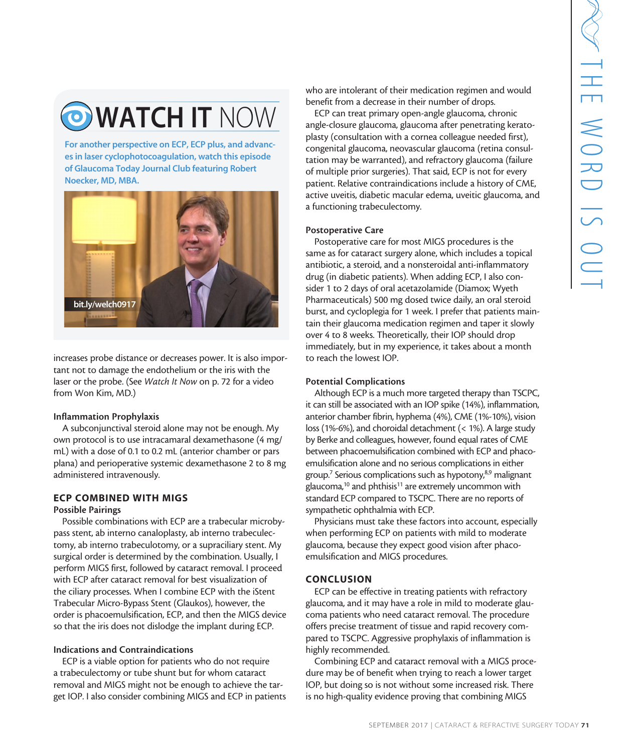## WATCH IT NOW

**For another perspective on ECP, ECP plus, and advances in laser cyclophotocoagulation, watch this episode of Glaucoma Today Journal Club featuring Robert Noecker, MD, MBA.**

bit.ly/welch0917

increases probe distance or decreases power. It is also important not to damage the endothelium or the iris with the laser or the probe. (See *Watch It Now* on p. 72 for a video from Won Kim, MD.)

### Inflammation Prophylaxis

A subconjunctival steroid alone may not be enough. My own protocol is to use intracamaral dexamethasone (4 mg/mL) with a dose of 0.1 to 0.2 mL (anterior chamber or pars plana) and perioperative systemic dexamethasone 2 to 8 mg administered intravenously.

## ECP COMBINED WITH MIGS

### Possible Pairings

Possible combinations with ECP are a trabecular microbypass stent, ab interno canaloplasty, ab interno trabeculectomy, ab interno trabeculotomy, or a supraciliary stent. My surgical order is determined by the combination. Usually, I perform MIGS first, followed by cataract removal. I proceed with ECP after cataract removal for best visualization of the ciliary processes. When I combine ECP with the iStent Trabecular Micro-Bypass Stent (Glaukos), however, the order is phacoemulsification, ECP, and then the MIGS device so that the iris does not dislodge the implant during ECP.

### Indications and Contraindications

ECP is a viable option for patients who do not require a trabeculectomy or tube shunt but for whom cataract removal and MIGS might not be enough to achieve the target IOP. I also consider combining MIGS and ECP in patients who are intolerant of their medication regimen and would benefit from a decrease in their number of drops.

ECP can treat primary open-angle glaucoma, chronic angle-closure glaucoma, glaucoma after penetrating keratoplasty (consultation with a cornea colleague needed first), congenital glaucoma, neovascular glaucoma (retina consultation may be warranted), and refractory glaucoma (failure of multiple prior surgeries). That said, ECP is not for every patient. Relative contraindications include a history of CME, active uveitis, diabetic macular edema, uveitic glaucoma, and a functioning trabeculectomy.

### Postoperative Care

Postoperative care for most MIGS procedures is the same as for cataract surgery alone, which includes a topical antibiotic, a steroid, and a nonsteroidal anti-inflammatory drug (in diabetic patients). When adding ECP, I also consider 1 to 2 days of oral acetazolamide (Diamox; Wyeth Pharmaceuticals) 500 mg dosed twice daily, an oral steroid burst, and cycloplegia for 1 week. I prefer that patients maintain their glaucoma medication regimen and taper it slowly over 4 to 8 weeks. Theoretically, their IOP should drop immediately, but in my experience, it takes about a month to reach the lowest IOP.

### Potential Complications

Although ECP is a much more targeted therapy than TSCPC, it can still be associated with an IOP spike (14%), inflammation, anterior chamber fibrin, hyphema (4%), CME (1%-10%), vision loss (1%-6%), and choroidal detachment (< 1%). A large study by Berke and colleagues, however, found equal rates of CME between phacoemulsification combined with ECP and phacoemulsification alone and no serious complications in either group.[7] Serious complications such as hypotony,[8,9] malignant glaucoma,[10] and phthisis[11] are extremely uncommon with standard ECP compared to TSCPC. There are no reports of sympathetic ophthalmia with ECP.

Physicians must take these factors into account, especially when performing ECP on patients with mild to moderate glaucoma, because they expect good vision after phacoemulsification and MIGS procedures.

## CONCLUSION

ECP can be effective in treating patients with refractory glaucoma, and it may have a role in mild to moderate glaucoma patients who need cataract removal. The procedure offers precise treatment of tissue and rapid recovery compared to TSCPC. Aggressive prophylaxis of inflammation is highly recommended.

Combining ECP and cataract removal with a MIGS procedure may be of benefit when trying to reach a lower target IOP, but doing so is not without some increased risk. There is no high-quality evidence proving that combining MIGS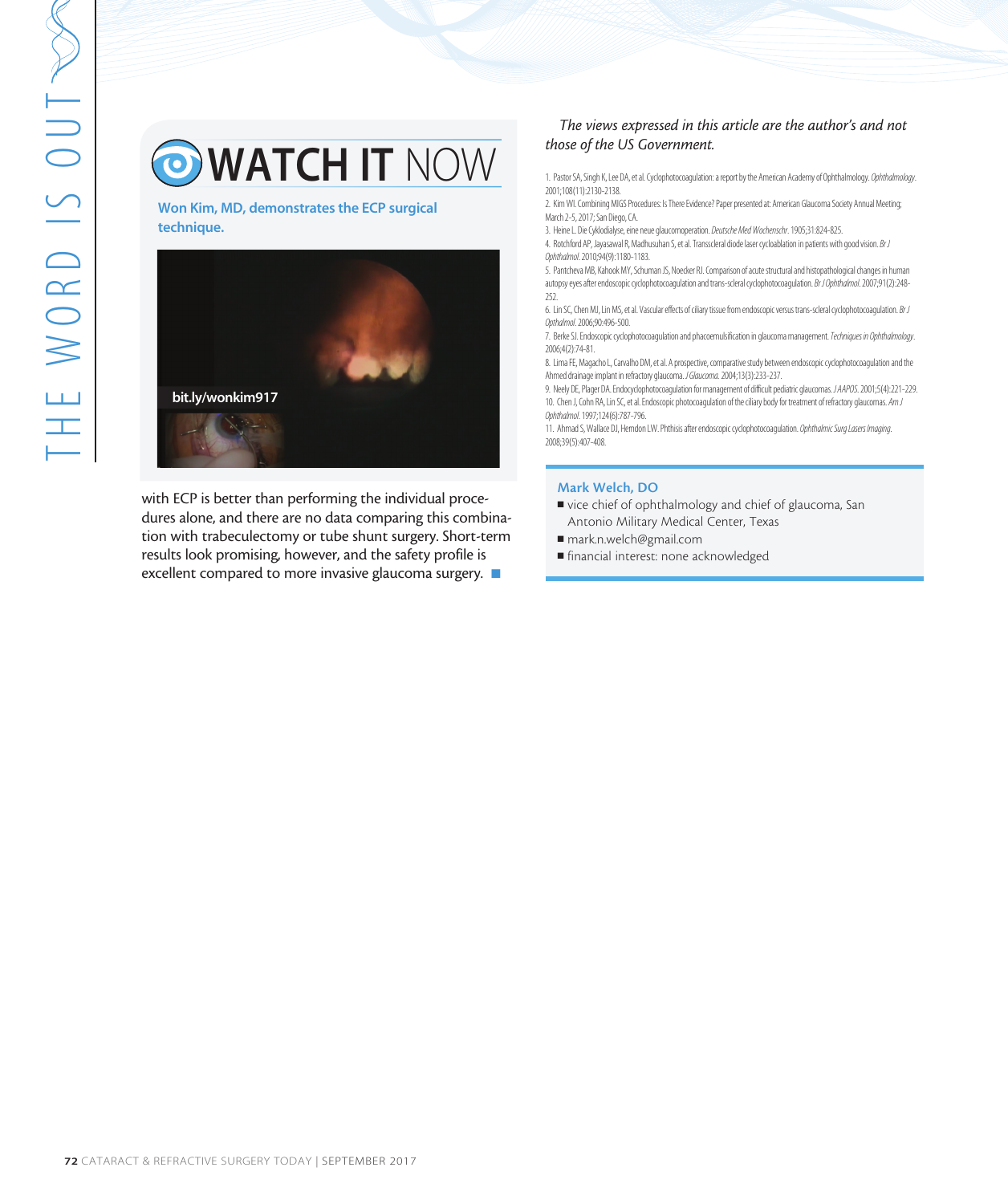## WATCH IT NOW

**Won Kim, MD, demonstrates the ECP surgical technique.**

bit.ly/wonkim917

with ECP is better than performing the individual procedures alone, and there are no data comparing this combination with trabeculectomy or tube shunt surgery. Short-term results look promising, however, and the safety profile is excellent compared to more invasive glaucoma surgery. ■

*The views expressed in this article are the author's and not those of the US Government.*

1. Pastor SA, Singh K, Lee DA, et al. Cyclophotocoagulation: a report by the American Academy of Ophthalmology. *Ophthalmology*. 2001;108(11):2130-2138.
2. Kim WI. Combining MIGS Procedures: Is There Evidence? Paper presented at: American Glaucoma Society Annual Meeting; March 2-5, 2017; San Diego, CA.
3. Heine L. Die Cyklodialyse, eine neue glaucomoperation. *Deutsche Med Wochenschr*. 1905;31:824-825.
4. Rotchford AP, Jayasawal R, Madhusuhan S, et al. Transscleral diode laser cycloablation in patients with good vision. *Br J Ophthalmol*. 2010;94(9):1180-1183.
5. Pantcheva MB, Kahook MY, Schuman JS, Noecker RJ. Comparison of acute structural and histopathological changes in human autopsy eyes after endoscopic cyclophotocoagulation and trans-scleral cyclophotocoagulation. *Br J Ophthalmol*. 2007;91(2):248-252.
6. Lin SC, Chen MJ, Lin MS, et al. Vascular effects of ciliary tissue from endoscopic versus trans-scleral cyclophotocoagulation. *Br J Opthalmol*. 2006;90:496-500.
7. Berke SJ. Endoscopic cyclophotocoagulation and phacoemulsification in glaucoma management. *Techniques in Ophthalmology*. 2006;4(2):74-81.
8. Lima FE, Magacho L, Carvalho DM, et al. A prospective, comparative study between endoscopic cyclophotocoagulation and the Ahmed drainage implant in refractory glaucoma. *J Glaucoma*. 2004;13(3):233-237.
9. Neely DE, Plager DA. Endocyclophotocoagulation for management of difficult pediatric glaucomas. *J AAPOS*. 2001;5(4):221-229.
10. Chen J, Cohn RA, Lin SC, et al. Endoscopic photocoagulation of the ciliary body for treatment of refractory glaucomas. *Am J Ophthalmol*. 1997;124(6):787-796.
11. Ahmad S, Wallace DJ, Herndon LW. Phthisis after endoscopic cyclophotocoagulation. *Ophthalmic Surg Lasers Imaging*. 2008;39(5):407-408.

**Mark Welch, DO**

- vice chief of ophthalmology and chief of glaucoma, San Antonio Military Medical Center, Texas
- mark.n.welch@gmail.com
- financial interest: none acknowledged